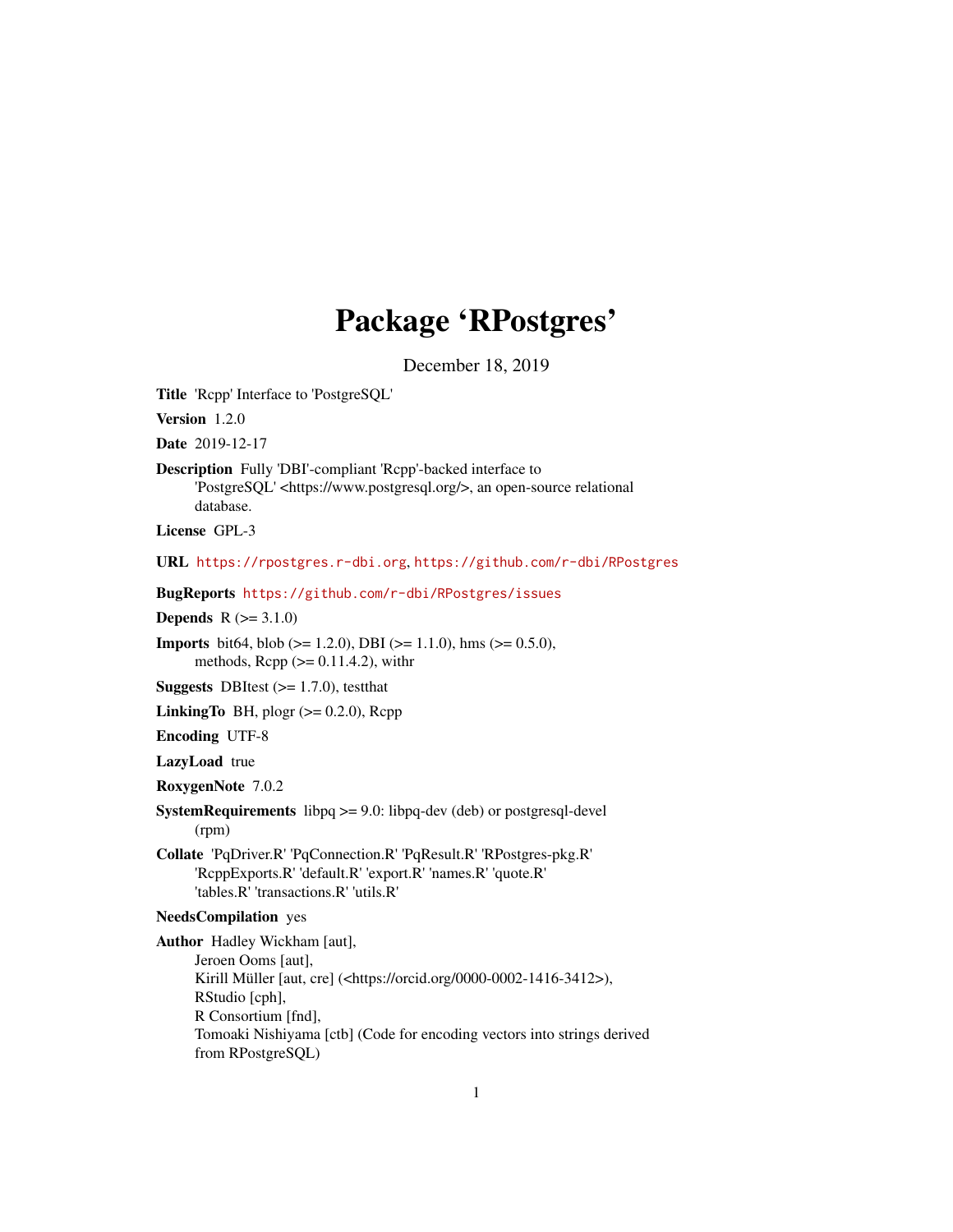# Package 'RPostgres'

December 18, 2019

**Title** 'Rcpp' Interface to 'PostgreSQL'

**Version** 1.2.0

**Date** 2019-12-17

**Description** Fully 'DBI'-compliant 'Rcpp'-backed interface to 'PostgreSQL' <https://www.postgresql.org/>, an open-source relational database.

**License** GPL-3

**URL** https://rpostgres.r-dbi.org, https://github.com/r-dbi/RPostgres

**BugReports** https://github.com/r-dbi/RPostgres/issues

**Depends** R (>= 3.1.0)

**Imports** bit64, blob (>= 1.2.0), DBI (>= 1.1.0), hms (>= 0.5.0), methods, Rcpp (>= 0.11.4.2), withr

**Suggests** DBItest (>= 1.7.0), testthat

**LinkingTo** BH, plogr (>= 0.2.0), Rcpp

**Encoding** UTF-8

**LazyLoad** true

**RoxygenNote** 7.0.2

**SystemRequirements** libpq >= 9.0: libpq-dev (deb) or postgresql-devel (rpm)

**Collate** 'PqDriver.R' 'PqConnection.R' 'PqResult.R' 'RPostgres-pkg.R' 'RcppExports.R' 'default.R' 'export.R' 'names.R' 'quote.R' 'tables.R' 'transactions.R' 'utils.R'

**NeedsCompilation** yes

**Author** Hadley Wickham [aut],
Jeroen Ooms [aut],
Kirill Müller [aut, cre] (<https://orcid.org/0000-0002-1416-3412>),
RStudio [cph],
R Consortium [fnd],
Tomoaki Nishiyama [ctb] (Code for encoding vectors into strings derived from RPostgreSQL)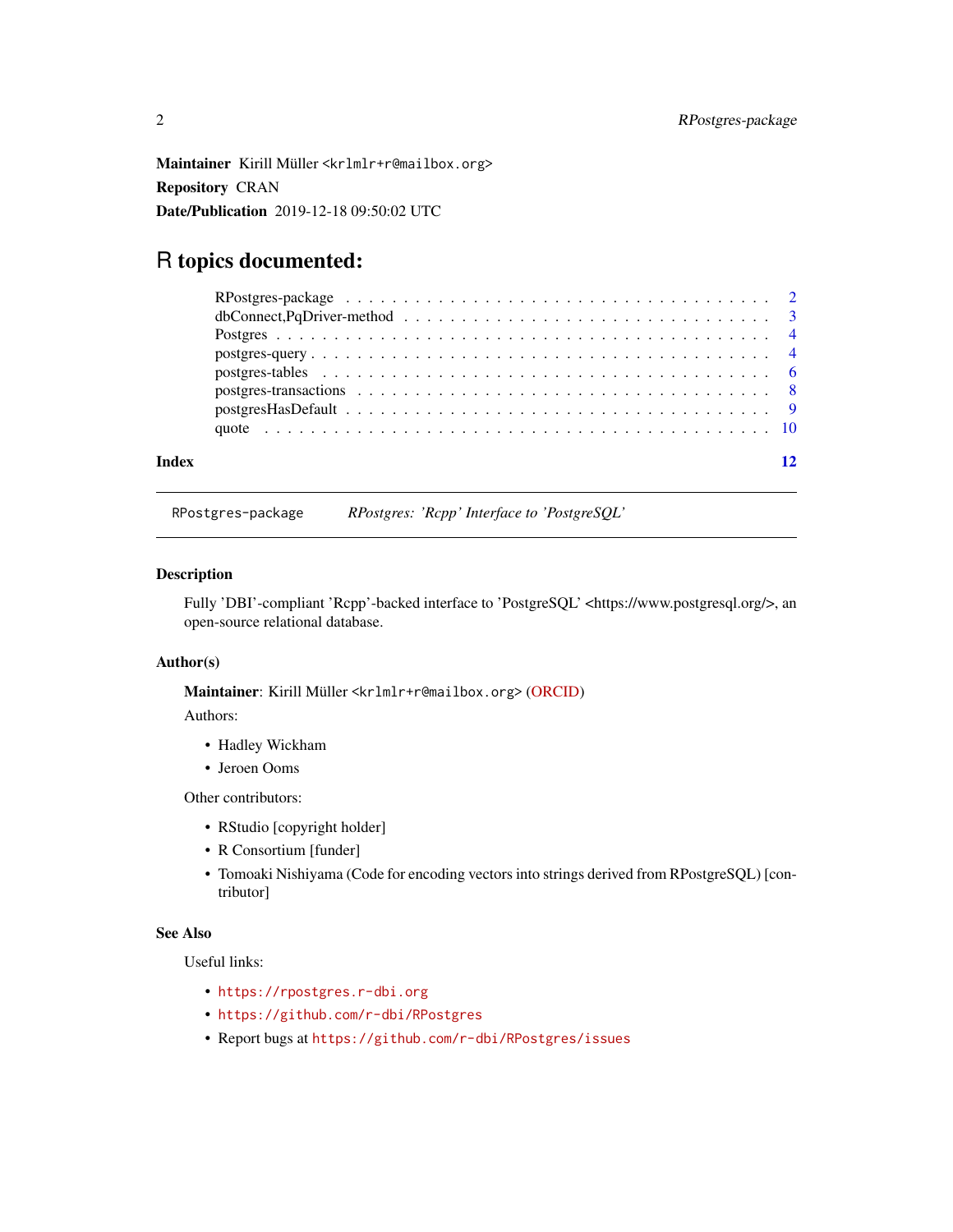**Maintainer** Kirill Müller <krlmlr+r@mailbox.org>

**Repository** CRAN

**Date/Publication** 2019-12-18 09:50:02 UTC

# R topics documented:

- RPostgres-package . . . . . . . . . . . . . . . . . . . . . . . . . . . . . . . . . . . . 2
- dbConnect,PqDriver-method . . . . . . . . . . . . . . . . . . . . . . . . . . . . . . 3
- Postgres . . . . . . . . . . . . . . . . . . . . . . . . . . . . . . . . . . . . . . . . . 4
- postgres-query . . . . . . . . . . . . . . . . . . . . . . . . . . . . . . . . . . . . . 4
- postgres-tables . . . . . . . . . . . . . . . . . . . . . . . . . . . . . . . . . . . . . 6
- postgres-transactions . . . . . . . . . . . . . . . . . . . . . . . . . . . . . . . . . . 8
- postgresHasDefault . . . . . . . . . . . . . . . . . . . . . . . . . . . . . . . . . . . 9
- quote . . . . . . . . . . . . . . . . . . . . . . . . . . . . . . . . . . . . . . . . . . 10

**Index** 12

---

`RPostgres-package` *RPostgres: 'Rcpp' Interface to 'PostgreSQL'*

---

### Description

Fully 'DBI'-compliant 'Rcpp'-backed interface to 'PostgreSQL' <https://www.postgresql.org/>, an open-source relational database.

### Author(s)

**Maintainer**: Kirill Müller <krlmlr+r@mailbox.org> (ORCID)

Authors:

- Hadley Wickham
- Jeroen Ooms

Other contributors:

- RStudio [copyright holder]
- R Consortium [funder]
- Tomoaki Nishiyama (Code for encoding vectors into strings derived from RPostgreSQL) [contributor]

### See Also

Useful links:

- `https://rpostgres.r-dbi.org`
- `https://github.com/r-dbi/RPostgres`
- Report bugs at `https://github.com/r-dbi/RPostgres/issues`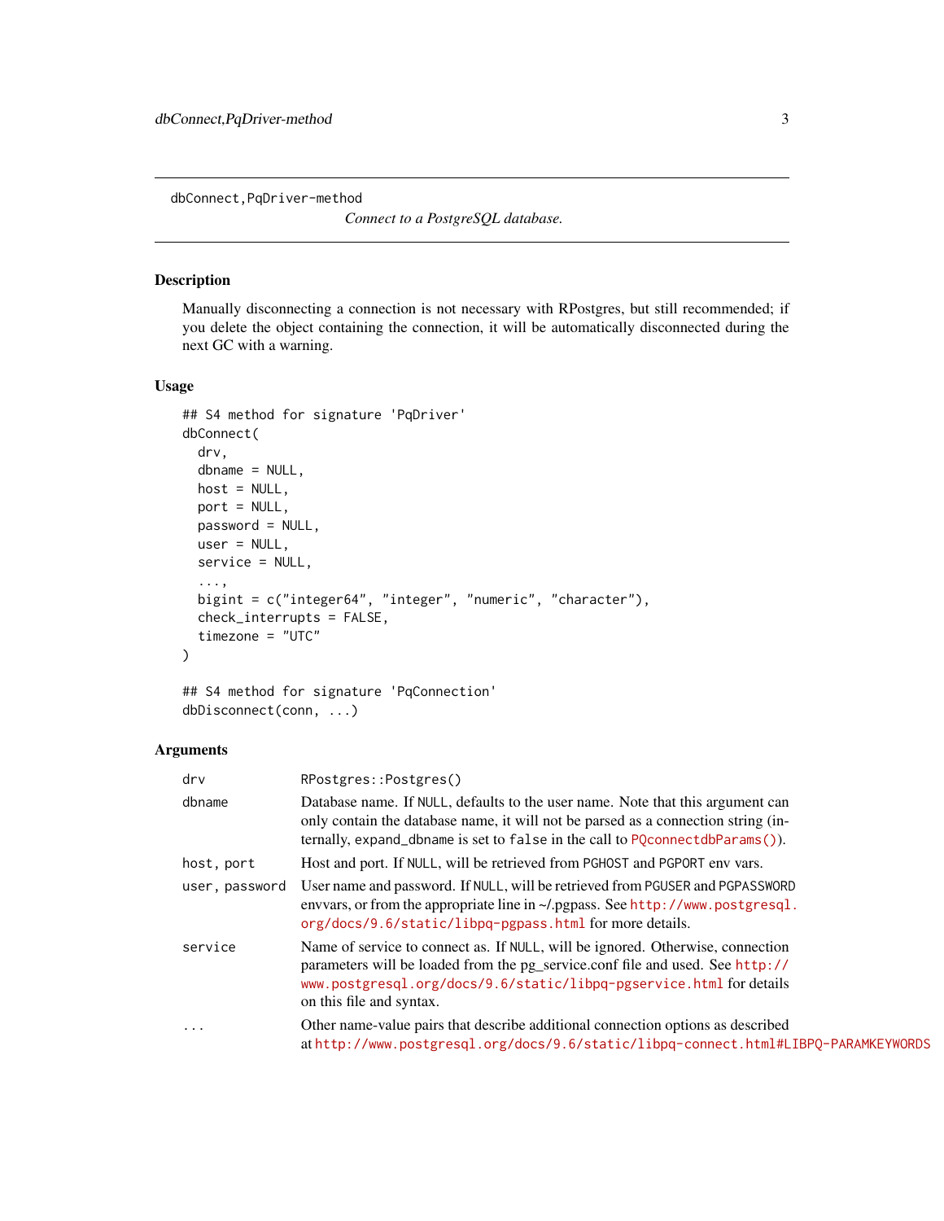## dbConnect,PqDriver-method

*Connect to a PostgreSQL database.*

### Description

Manually disconnecting a connection is not necessary with RPostgres, but still recommended; if you delete the object containing the connection, it will be automatically disconnected during the next GC with a warning.

### Usage

```
## S4 method for signature 'PqDriver'
dbConnect(
  drv,
  dbname = NULL,
  host = NULL,
  port = NULL,
  password = NULL,
  user = NULL,
  service = NULL,
  ...,
  bigint = c("integer64", "integer", "numeric", "character"),
  check_interrupts = FALSE,
  timezone = "UTC"
)

## S4 method for signature 'PqConnection'
dbDisconnect(conn, ...)
```

### Arguments

| | |
|---|---|
| `drv` | `RPostgres::Postgres()` |
| `dbname` | Database name. If `NULL`, defaults to the user name. Note that this argument can only contain the database name, it will not be parsed as a connection string (internally, `expand_dbname` is set to `false` in the call to `PQconnectdbParams()`). |
| `host, port` | Host and port. If `NULL`, will be retrieved from `PGHOST` and `PGPORT` env vars. |
| `user, password` | User name and password. If `NULL`, will be retrieved from `PGUSER` and `PGPASSWORD` envvars, or from the appropriate line in ~/.pgpass. See `http://www.postgresql.org/docs/9.6/static/libpq-pgpass.html` for more details. |
| `service` | Name of service to connect as. If `NULL`, will be ignored. Otherwise, connection parameters will be loaded from the pg_service.conf file and used. See `http://www.postgresql.org/docs/9.6/static/libpq-pgservice.html` for details on this file and syntax. |
| `...` | Other name-value pairs that describe additional connection options as described at `http://www.postgresql.org/docs/9.6/static/libpq-connect.html#LIBPQ-PARAMKEYWORDS` |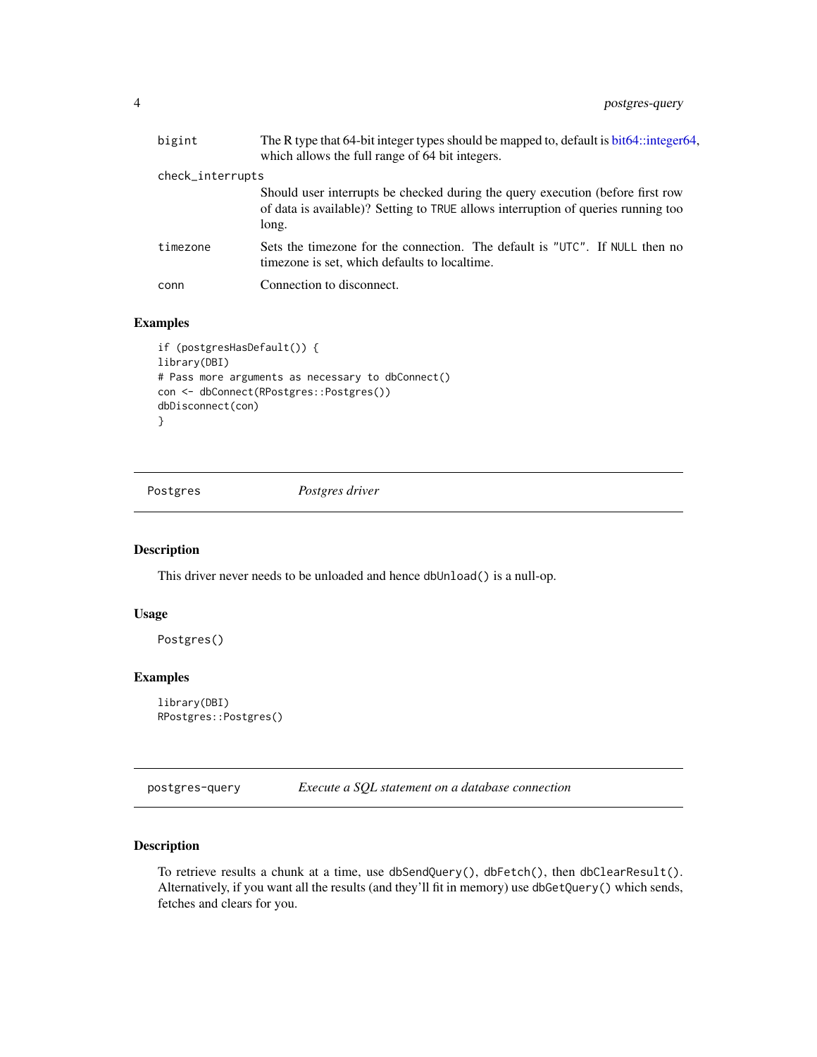bigint
: The R type that 64-bit integer types should be mapped to, default is bit64::integer64, which allows the full range of 64 bit integers.

check_interrupts
: Should user interrupts be checked during the query execution (before first row of data is available)? Setting to `TRUE` allows interruption of queries running too long.

timezone
: Sets the timezone for the connection. The default is `"UTC"`. If `NULL` then no timezone is set, which defaults to localtime.

conn
: Connection to disconnect.

### Examples

```
if (postgresHasDefault()) {
library(DBI)
# Pass more arguments as necessary to dbConnect()
con <- dbConnect(RPostgres::Postgres())
dbDisconnect(con)
}
```

## Postgres — *Postgres driver*

### Description

This driver never needs to be unloaded and hence `dbUnload()` is a null-op.

### Usage

```
Postgres()
```

### Examples

```
library(DBI)
RPostgres::Postgres()
```

## postgres-query — *Execute a SQL statement on a database connection*

### Description

To retrieve results a chunk at a time, use `dbSendQuery()`, `dbFetch()`, then `dbClearResult()`. Alternatively, if you want all the results (and they'll fit in memory) use `dbGetQuery()` which sends, fetches and clears for you.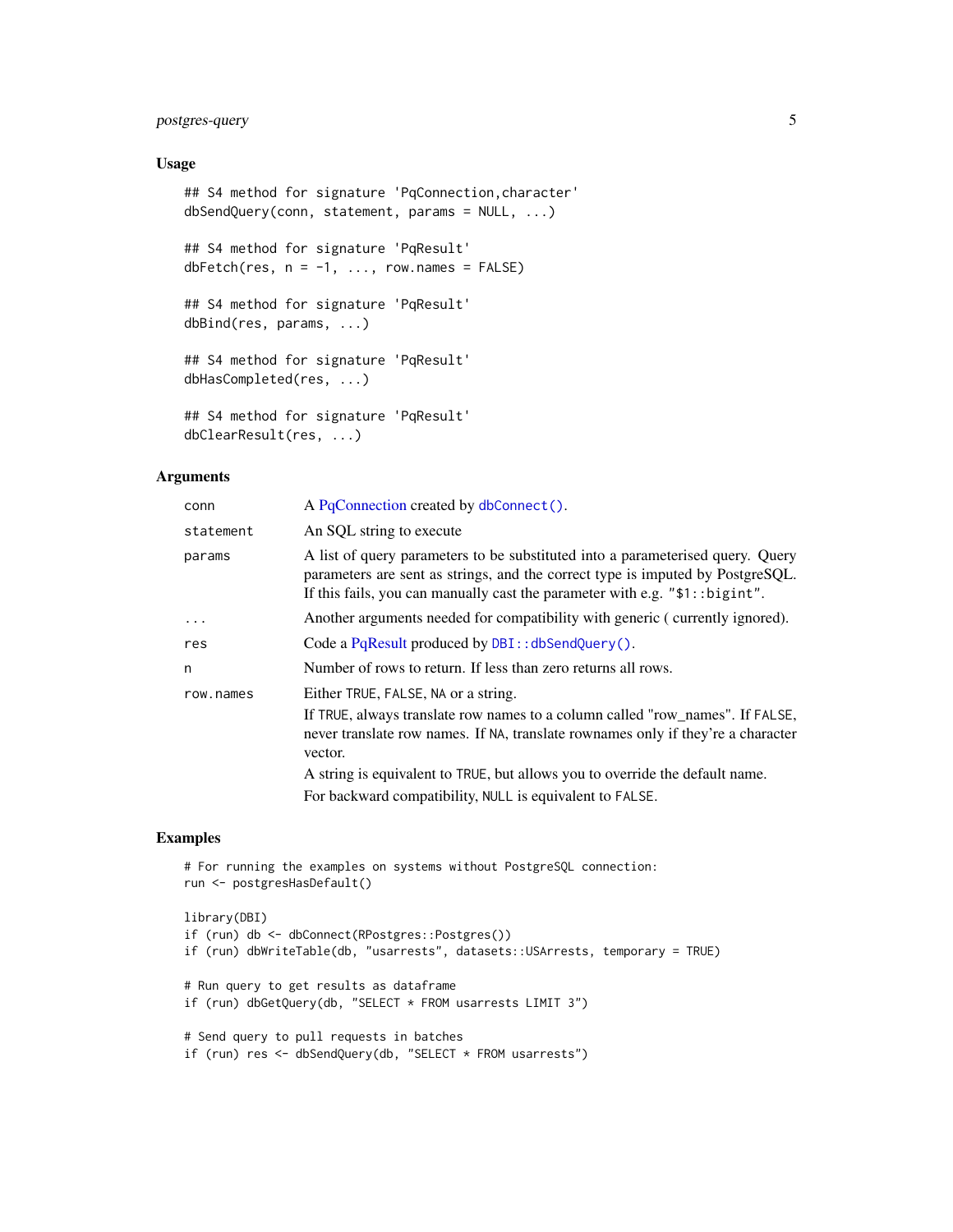### Usage

```
## S4 method for signature 'PqConnection,character'
dbSendQuery(conn, statement, params = NULL, ...)

## S4 method for signature 'PqResult'
dbFetch(res, n = -1, ..., row.names = FALSE)

## S4 method for signature 'PqResult'
dbBind(res, params, ...)

## S4 method for signature 'PqResult'
dbHasCompleted(res, ...)

## S4 method for signature 'PqResult'
dbClearResult(res, ...)
```

### Arguments

| | |
|---|---|
| `conn` | A PqConnection created by `dbConnect()`. |
| `statement` | An SQL string to execute |
| `params` | A list of query parameters to be substituted into a parameterised query. Query parameters are sent as strings, and the correct type is imputed by PostgreSQL. If this fails, you can manually cast the parameter with e.g. `"$1::bigint"`. |
| `...` | Another arguments needed for compatibility with generic ( currently ignored). |
| `res` | Code a PqResult produced by `DBI::dbSendQuery()`. |
| `n` | Number of rows to return. If less than zero returns all rows. |
| `row.names` | Either `TRUE`, `FALSE`, `NA` or a string. <br> If `TRUE`, always translate row names to a column called "row_names". If `FALSE`, never translate row names. If `NA`, translate rownames only if they're a character vector. <br> A string is equivalent to `TRUE`, but allows you to override the default name. <br> For backward compatibility, `NULL` is equivalent to `FALSE`. |

### Examples

```
# For running the examples on systems without PostgreSQL connection:
run <- postgresHasDefault()

library(DBI)
if (run) db <- dbConnect(RPostgres::Postgres())
if (run) dbWriteTable(db, "usarrests", datasets::USArrests, temporary = TRUE)

# Run query to get results as dataframe
if (run) dbGetQuery(db, "SELECT * FROM usarrests LIMIT 3")

# Send query to pull requests in batches
if (run) res <- dbSendQuery(db, "SELECT * FROM usarrests")
```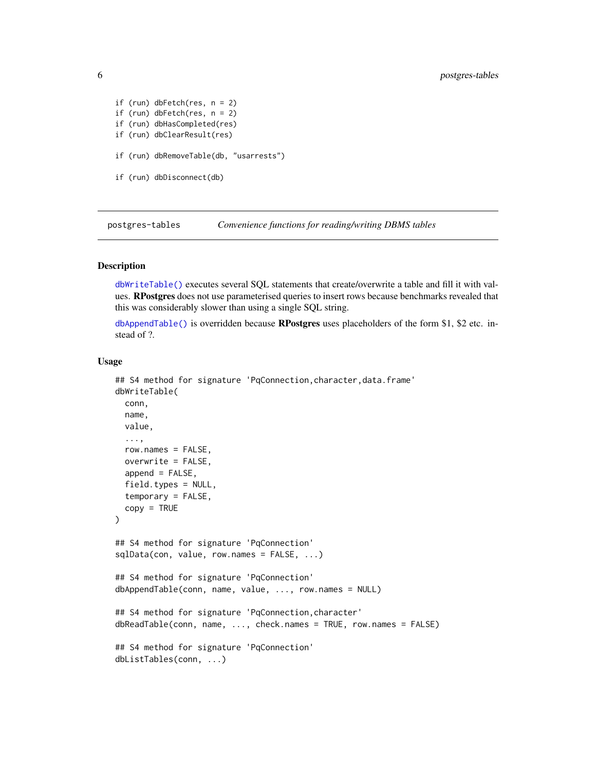```
if (run) dbFetch(res, n = 2)
if (run) dbFetch(res, n = 2)
if (run) dbHasCompleted(res)
if (run) dbClearResult(res)

if (run) dbRemoveTable(db, "usarrests")

if (run) dbDisconnect(db)
```

---

`postgres-tables` *Convenience functions for reading/writing DBMS tables*

---

## Description

`dbWriteTable()` executes several SQL statements that create/overwrite a table and fill it with values. **RPostgres** does not use parameterised queries to insert rows because benchmarks revealed that this was considerably slower than using a single SQL string.

`dbAppendTable()` is overridden because **RPostgres** uses placeholders of the form $1, $2 etc. instead of ?.

## Usage

```
## S4 method for signature 'PqConnection,character,data.frame'
dbWriteTable(
  conn,
  name,
  value,
  ...,
  row.names = FALSE,
  overwrite = FALSE,
  append = FALSE,
  field.types = NULL,
  temporary = FALSE,
  copy = TRUE
)

## S4 method for signature 'PqConnection'
sqlData(con, value, row.names = FALSE, ...)

## S4 method for signature 'PqConnection'
dbAppendTable(conn, name, value, ..., row.names = NULL)

## S4 method for signature 'PqConnection,character'
dbReadTable(conn, name, ..., check.names = TRUE, row.names = FALSE)

## S4 method for signature 'PqConnection'
dbListTables(conn, ...)
```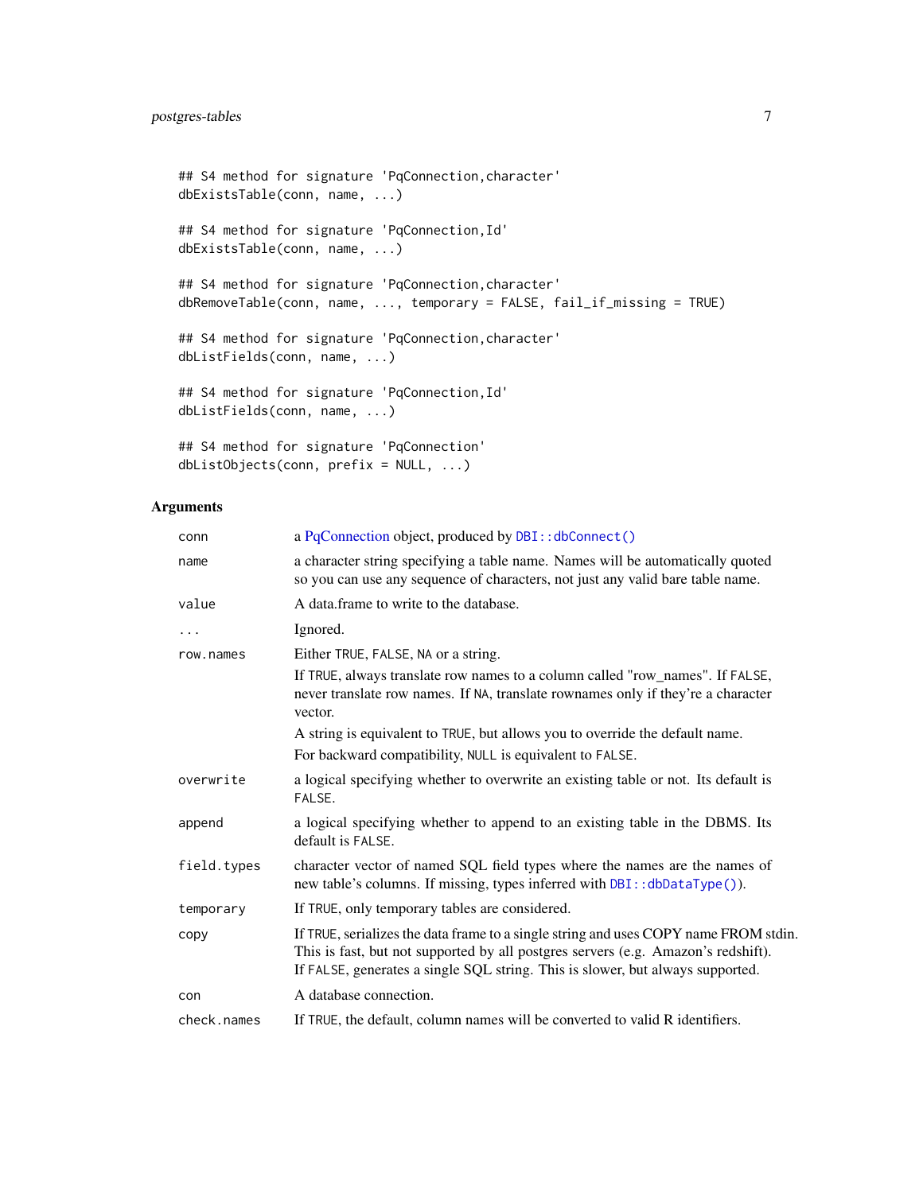```
## S4 method for signature 'PqConnection,character'
dbExistsTable(conn, name, ...)

## S4 method for signature 'PqConnection,Id'
dbExistsTable(conn, name, ...)

## S4 method for signature 'PqConnection,character'
dbRemoveTable(conn, name, ..., temporary = FALSE, fail_if_missing = TRUE)

## S4 method for signature 'PqConnection,character'
dbListFields(conn, name, ...)

## S4 method for signature 'PqConnection,Id'
dbListFields(conn, name, ...)

## S4 method for signature 'PqConnection'
dbListObjects(conn, prefix = NULL, ...)
```

### Arguments

| | |
|---|---|
| `conn` | a PqConnection object, produced by `DBI::dbConnect()` |
| `name` | a character string specifying a table name. Names will be automatically quoted so you can use any sequence of characters, not just any valid bare table name. |
| `value` | A data.frame to write to the database. |
| `...` | Ignored. |
| `row.names` | Either `TRUE`, `FALSE`, `NA` or a string. If `TRUE`, always translate row names to a column called "row_names". If `FALSE`, never translate row names. If `NA`, translate rownames only if they're a character vector. A string is equivalent to `TRUE`, but allows you to override the default name. For backward compatibility, `NULL` is equivalent to `FALSE`. |
| `overwrite` | a logical specifying whether to overwrite an existing table or not. Its default is `FALSE`. |
| `append` | a logical specifying whether to append to an existing table in the DBMS. Its default is `FALSE`. |
| `field.types` | character vector of named SQL field types where the names are the names of new table's columns. If missing, types inferred with `DBI::dbDataType()`). |
| `temporary` | If `TRUE`, only temporary tables are considered. |
| `copy` | If `TRUE`, serializes the data frame to a single string and uses COPY name FROM stdin. This is fast, but not supported by all postgres servers (e.g. Amazon's redshift). If `FALSE`, generates a single SQL string. This is slower, but always supported. |
| `con` | A database connection. |
| `check.names` | If `TRUE`, the default, column names will be converted to valid R identifiers. |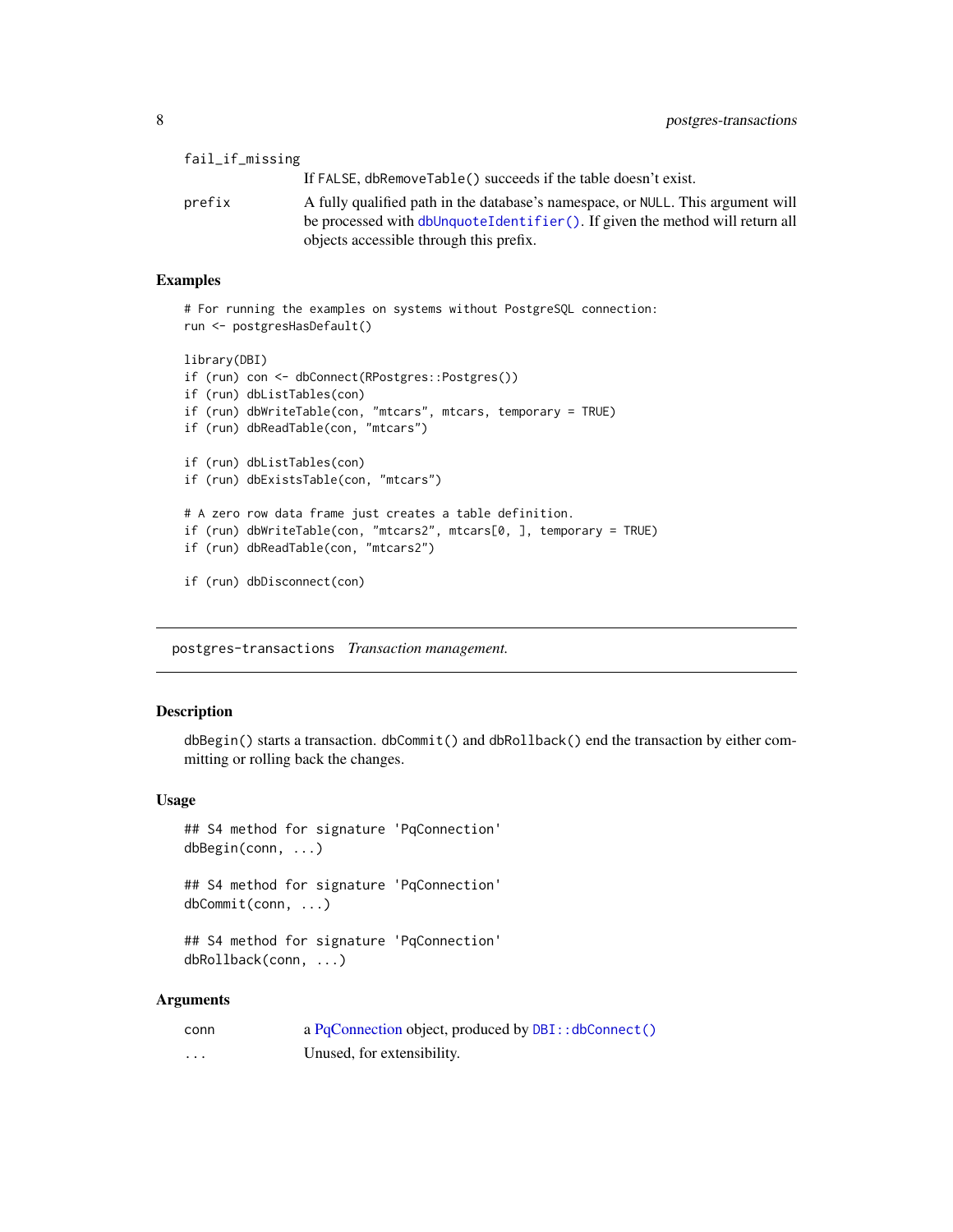| | |
|---|---|
| fail_if_missing | If FALSE, dbRemoveTable() succeeds if the table doesn't exist. |
| prefix | A fully qualified path in the database's namespace, or NULL. This argument will be processed with dbUnquoteIdentifier(). If given the method will return all objects accessible through this prefix. |

## Examples

```
# For running the examples on systems without PostgreSQL connection:
run <- postgresHasDefault()

library(DBI)
if (run) con <- dbConnect(RPostgres::Postgres())
if (run) dbListTables(con)
if (run) dbWriteTable(con, "mtcars", mtcars, temporary = TRUE)
if (run) dbReadTable(con, "mtcars")

if (run) dbListTables(con)
if (run) dbExistsTable(con, "mtcars")

# A zero row data frame just creates a table definition.
if (run) dbWriteTable(con, "mtcars2", mtcars[0, ], temporary = TRUE)
if (run) dbReadTable(con, "mtcars2")

if (run) dbDisconnect(con)
```

---

# postgres-transactions *Transaction management.*

## Description

dbBegin() starts a transaction. dbCommit() and dbRollback() end the transaction by either committing or rolling back the changes.

## Usage

```
## S4 method for signature 'PqConnection'
dbBegin(conn, ...)

## S4 method for signature 'PqConnection'
dbCommit(conn, ...)

## S4 method for signature 'PqConnection'
dbRollback(conn, ...)
```

## Arguments

| | |
|---|---|
| conn | a PqConnection object, produced by DBI::dbConnect() |
| ... | Unused, for extensibility. |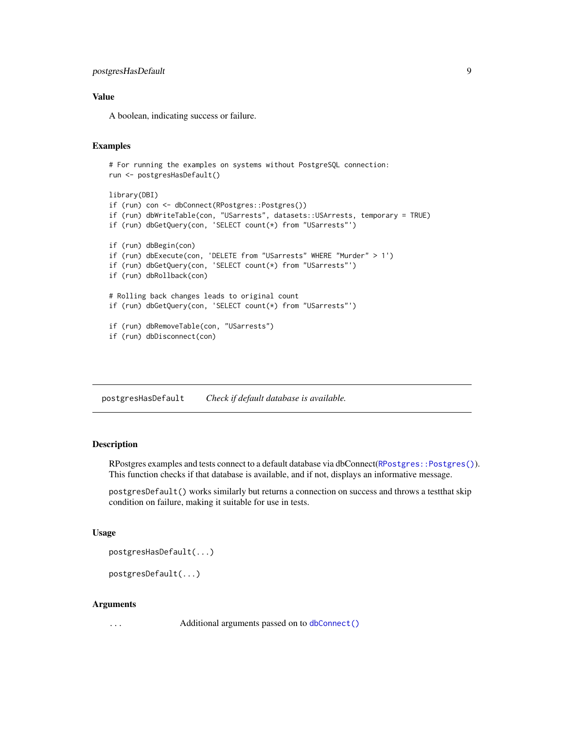## Value

A boolean, indicating success or failure.

## Examples

```
# For running the examples on systems without PostgreSQL connection:
run <- postgresHasDefault()

library(DBI)
if (run) con <- dbConnect(RPostgres::Postgres())
if (run) dbWriteTable(con, "USarrests", datasets::USArrests, temporary = TRUE)
if (run) dbGetQuery(con, 'SELECT count(*) from "USarrests"')

if (run) dbBegin(con)
if (run) dbExecute(con, 'DELETE from "USarrests" WHERE "Murder" > 1')
if (run) dbGetQuery(con, 'SELECT count(*) from "USarrests"')
if (run) dbRollback(con)

# Rolling back changes leads to original count
if (run) dbGetQuery(con, 'SELECT count(*) from "USarrests"')

if (run) dbRemoveTable(con, "USarrests")
if (run) dbDisconnect(con)
```

---

# postgresHasDefault    *Check if default database is available.*

---

## Description

RPostgres examples and tests connect to a default database via dbConnect(`RPostgres::Postgres()`). This function checks if that database is available, and if not, displays an informative message.

`postgresDefault()` works similarly but returns a connection on success and throws a testthat skip condition on failure, making it suitable for use in tests.

## Usage

```
postgresHasDefault(...)

postgresDefault(...)
```

## Arguments

| | |
|---|---|
| `...` | Additional arguments passed on to `dbConnect()` |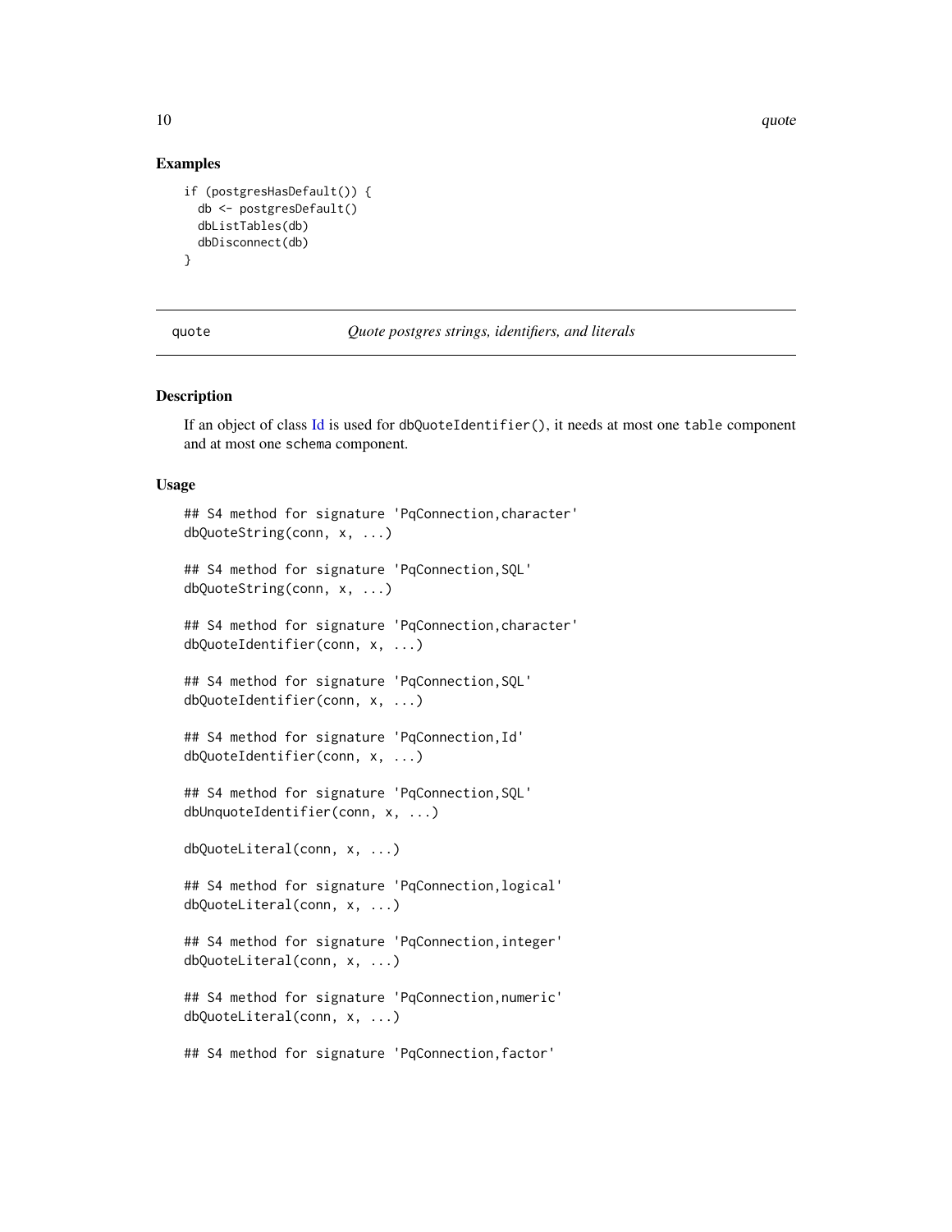### Examples

```
if (postgresHasDefault()) {
  db <- postgresDefault()
  dbListTables(db)
  dbDisconnect(db)
}
```

---

## quote — *Quote postgres strings, identifiers, and literals*

---

### Description

If an object of class Id is used for `dbQuoteIdentifier()`, it needs at most one `table` component and at most one `schema` component.

### Usage

```
## S4 method for signature 'PqConnection,character'
dbQuoteString(conn, x, ...)

## S4 method for signature 'PqConnection,SQL'
dbQuoteString(conn, x, ...)

## S4 method for signature 'PqConnection,character'
dbQuoteIdentifier(conn, x, ...)

## S4 method for signature 'PqConnection,SQL'
dbQuoteIdentifier(conn, x, ...)

## S4 method for signature 'PqConnection,Id'
dbQuoteIdentifier(conn, x, ...)

## S4 method for signature 'PqConnection,SQL'
dbUnquoteIdentifier(conn, x, ...)

dbQuoteLiteral(conn, x, ...)

## S4 method for signature 'PqConnection,logical'
dbQuoteLiteral(conn, x, ...)

## S4 method for signature 'PqConnection,integer'
dbQuoteLiteral(conn, x, ...)

## S4 method for signature 'PqConnection,numeric'
dbQuoteLiteral(conn, x, ...)

## S4 method for signature 'PqConnection,factor'
```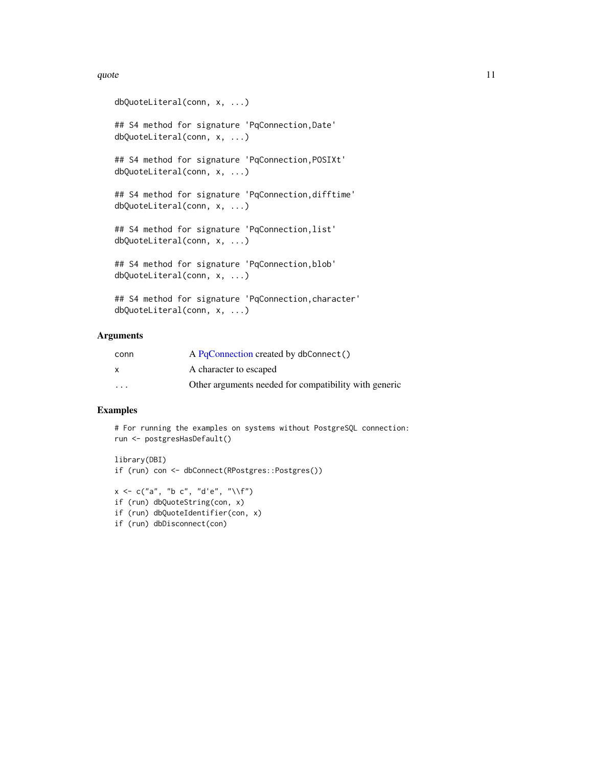```
dbQuoteLiteral(conn, x, ...)

## S4 method for signature 'PqConnection,Date'
dbQuoteLiteral(conn, x, ...)

## S4 method for signature 'PqConnection,POSIXt'
dbQuoteLiteral(conn, x, ...)

## S4 method for signature 'PqConnection,difftime'
dbQuoteLiteral(conn, x, ...)

## S4 method for signature 'PqConnection,list'
dbQuoteLiteral(conn, x, ...)

## S4 method for signature 'PqConnection,blob'
dbQuoteLiteral(conn, x, ...)

## S4 method for signature 'PqConnection,character'
dbQuoteLiteral(conn, x, ...)
```

## Arguments

| | |
|---|---|
| conn | A PqConnection created by dbConnect() |
| x | A character to escaped |
| ... | Other arguments needed for compatibility with generic |

## Examples

```
# For running the examples on systems without PostgreSQL connection:
run <- postgresHasDefault()

library(DBI)
if (run) con <- dbConnect(RPostgres::Postgres())

x <- c("a", "b c", "d'e", "\\f")
if (run) dbQuoteString(con, x)
if (run) dbQuoteIdentifier(con, x)
if (run) dbDisconnect(con)
```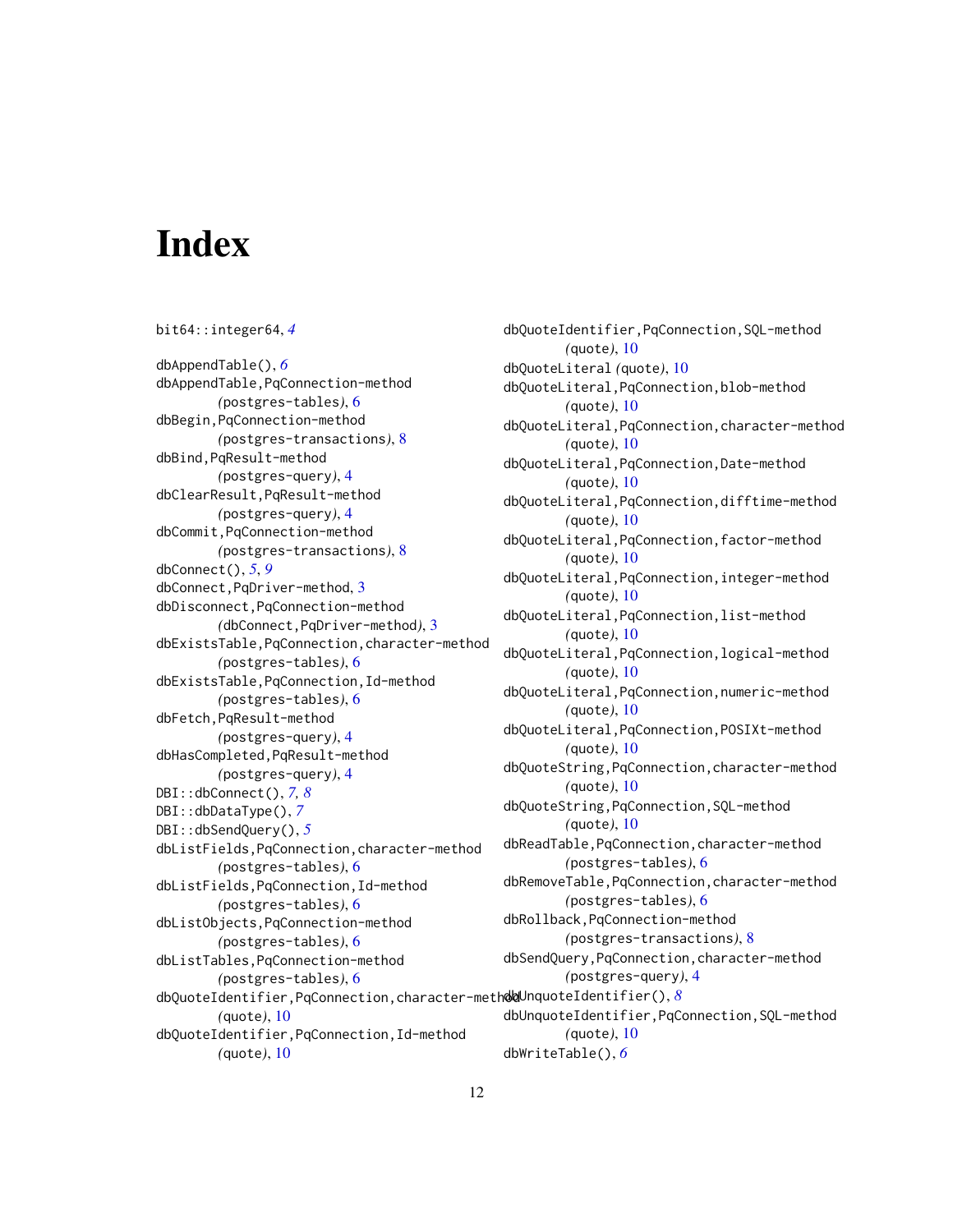# Index

bit64::integer64, *4*

dbAppendTable(), *6*
dbAppendTable,PqConnection-method (postgres-tables), 6
dbBegin,PqConnection-method (postgres-transactions), 8
dbBind,PqResult-method (postgres-query), 4
dbClearResult,PqResult-method (postgres-query), 4
dbCommit,PqConnection-method (postgres-transactions), 8
dbConnect(), *5*, *9*
dbConnect,PqDriver-method, 3
dbDisconnect,PqConnection-method (dbConnect,PqDriver-method), 3
dbExistsTable,PqConnection,character-method (postgres-tables), 6
dbExistsTable,PqConnection,Id-method (postgres-tables), 6
dbFetch,PqResult-method (postgres-query), 4
dbHasCompleted,PqResult-method (postgres-query), 4
DBI::dbConnect(), *7, 8*
DBI::dbDataType(), *7*
DBI::dbSendQuery(), *5*
dbListFields,PqConnection,character-method (postgres-tables), 6
dbListFields,PqConnection,Id-method (postgres-tables), 6
dbListObjects,PqConnection-method (postgres-tables), 6
dbListTables,PqConnection-method (postgres-tables), 6
dbQuoteIdentifier,PqConnection,character-method (quote), 10
dbQuoteIdentifier,PqConnection,Id-method (quote), 10
dbQuoteIdentifier,PqConnection,SQL-method (quote), 10
dbQuoteLiteral (quote), 10
dbQuoteLiteral,PqConnection,blob-method (quote), 10
dbQuoteLiteral,PqConnection,character-method (quote), 10
dbQuoteLiteral,PqConnection,Date-method (quote), 10
dbQuoteLiteral,PqConnection,difftime-method (quote), 10
dbQuoteLiteral,PqConnection,factor-method (quote), 10
dbQuoteLiteral,PqConnection,integer-method (quote), 10
dbQuoteLiteral,PqConnection,list-method (quote), 10
dbQuoteLiteral,PqConnection,logical-method (quote), 10
dbQuoteLiteral,PqConnection,numeric-method (quote), 10
dbQuoteLiteral,PqConnection,POSIXt-method (quote), 10
dbQuoteString,PqConnection,character-method (quote), 10
dbQuoteString,PqConnection,SQL-method (quote), 10
dbReadTable,PqConnection,character-method (postgres-tables), 6
dbRemoveTable,PqConnection,character-method (postgres-tables), 6
dbRollback,PqConnection-method (postgres-transactions), 8
dbSendQuery,PqConnection,character-method (postgres-query), 4
dbUnquoteIdentifier(), *8*
dbUnquoteIdentifier,PqConnection,SQL-method (quote), 10
dbWriteTable(), *6*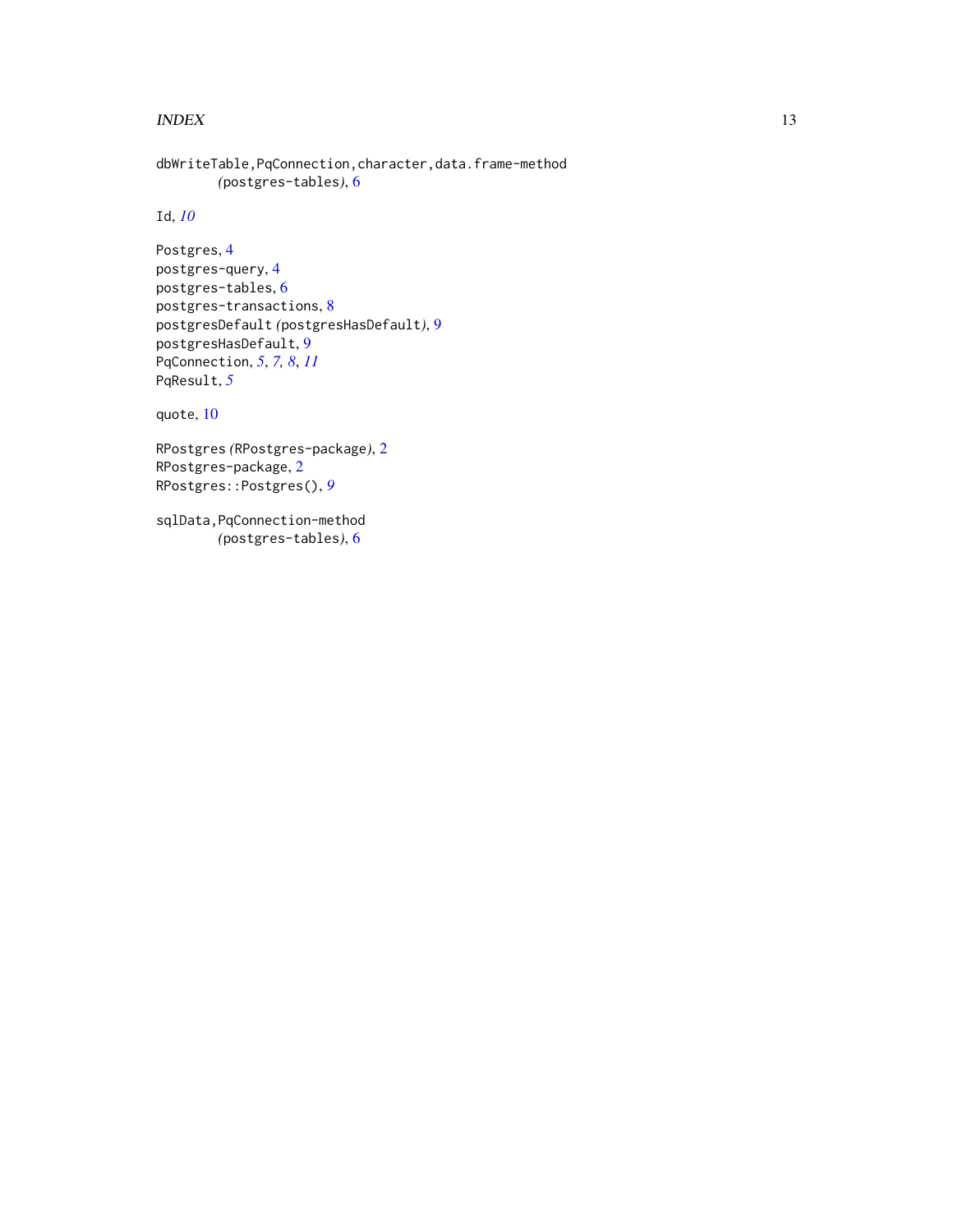dbWriteTable,PqConnection,character,data.frame-method
(postgres-tables), 6

Id, *10*

Postgres, 4
postgres-query, 4
postgres-tables, 6
postgres-transactions, 8
postgresDefault (postgresHasDefault), 9
postgresHasDefault, 9
PqConnection, *5*, *7, 8*, *11*
PqResult, *5*

quote, 10

RPostgres (RPostgres-package), 2
RPostgres-package, 2
RPostgres::Postgres(), *9*

sqlData,PqConnection-method
(postgres-tables), 6